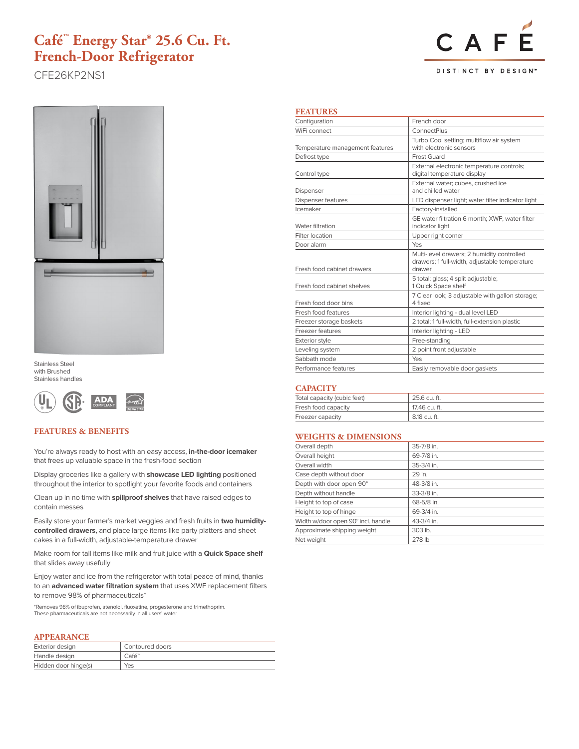# Café™ Energy Star® 25.6 Cu. Ft. French-Door Refrigerator

CFE26KP2NS1

CAFÉ

DISTINCT BY DESIGN™

Stainless Steel with Brushed Stainless handles

## FEATURES & BENEFITS

You're always ready to host with an easy access, **in-the-door icemaker** that frees up valuable space in the fresh-food section

Display groceries like a gallery with **showcase LED lighting** positioned throughout the interior to spotlight your favorite foods and containers

Clean up in no time with **spillproof shelves** that have raised edges to contain messes

Easily store your farmer's market veggies and fresh fruits in **two humidity-controlled drawers,** and place large items like party platters and sheet cakes in a full-width, adjustable-temperature drawer

Make room for tall items like milk and fruit juice with a **Quick Space shelf** that slides away usefully

Enjoy water and ice from the refrigerator with total peace of mind, thanks to an **advanced water filtration system** that uses XWF replacement filters to remove 98% of pharmaceuticals*

*Removes 98% of ibuprofen, atenolol, fluoxetine, progesterone and trimethoprim. These pharmaceuticals are not necessarily in all users' water

## APPEARANCE

| | |
|---|---|
| Exterior design | Contoured doors |
| Handle design | Café™ |
| Hidden door hinge(s) | Yes |

## FEATURES

| | |
|---|---|
| Configuration | French door |
| WiFi connect | ConnectPlus |
| Temperature management features | Turbo Cool setting; multiflow air system with electronic sensors |
| Defrost type | Frost Guard |
| Control type | External electronic temperature controls; digital temperature display |
| Dispenser | External water; cubes, crushed ice and chilled water |
| Dispenser features | LED dispenser light; water filter indicator light |
| Icemaker | Factory-installed |
| Water filtration | GE water filtration 6 month; XWF; water filter indicator light |
| Filter location | Upper right corner |
| Door alarm | Yes |
| Fresh food cabinet drawers | Multi-level drawers; 2 humidity controlled drawers; 1 full-width, adjustable temperature drawer |
| Fresh food cabinet shelves | 5 total; glass; 4 split adjustable; 1 Quick Space shelf |
| Fresh food door bins | 7 Clear look; 3 adjustable with gallon storage; 4 fixed |
| Fresh food features | Interior lighting - dual level LED |
| Freezer storage baskets | 2 total; 1 full-width, full-extension plastic |
| Freezer features | Interior lighting - LED |
| Exterior style | Free-standing |
| Leveling system | 2 point front adjustable |
| Sabbath mode | Yes |
| Performance features | Easily removable door gaskets |

## CAPACITY

| | |
|---|---|
| Total capacity (cubic feet) | 25.6 cu. ft. |
| Fresh food capacity | 17.46 cu. ft. |
| Freezer capacity | 8.18 cu. ft. |

## WEIGHTS & DIMENSIONS

| | |
|---|---|
| Overall depth | 35-7/8 in. |
| Overall height | 69-7/8 in. |
| Overall width | 35-3/4 in. |
| Case depth without door | 29 in. |
| Depth with door open 90° | 48-3/8 in. |
| Depth without handle | 33-3/8 in. |
| Height to top of case | 68-5/8 in. |
| Height to top of hinge | 69-3/4 in. |
| Width w/door open 90° incl. handle | 43-3/4 in. |
| Approximate shipping weight | 303 lb. |
| Net weight | 278 lb |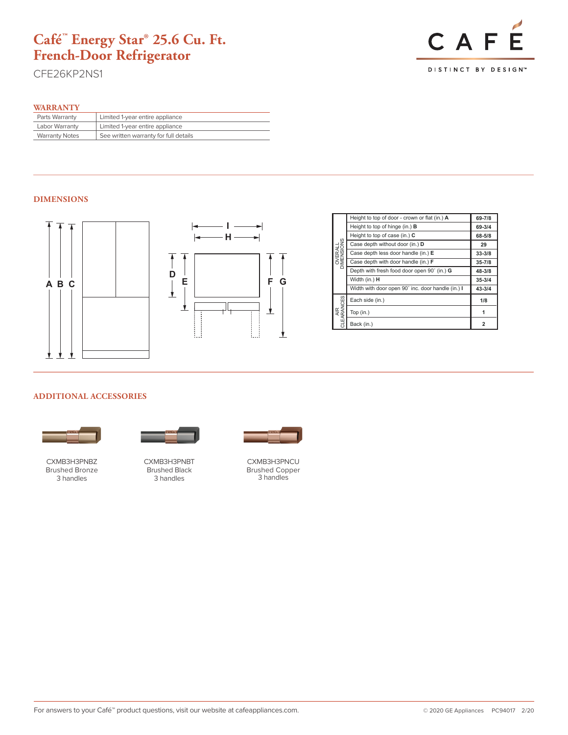# Café™ Energy Star® 25.6 Cu. Ft. French-Door Refrigerator

CFE26KP2NS1

CAFÉ
DISTINCT BY DESIGN™

## WARRANTY

| | |
|---|---|
| Parts Warranty | Limited 1-year entire appliance |
| Labor Warranty | Limited 1-year entire appliance |
| Warranty Notes | See written warranty for full details |

## DIMENSIONS

A B C

I
H
D E F G

| | | |
|---|---|---|
| OVERALL DIMENSIONS | Height to top of door - crown or flat (in.) **A** | **69-7/8** |
| | Height to top of hinge (in.) **B** | **69-3/4** |
| | Height to top of case (in.) **C** | **68-5/8** |
| | Case depth without door (in.) **D** | **29** |
| | Case depth less door handle (in.) **E** | **33-3/8** |
| | Case depth with door handle (in.) **F** | **35-7/8** |
| | Depth with fresh food door open 90° (in.) **G** | **48-3/8** |
| | Width (in.) **H** | **35-3/4** |
| | Width with door open 90° inc. door handle (in.) **I** | **43-3/4** |
| AIR CLEARANCES | Each side (in.) | **1/8** |
| | Top (in.) | **1** |
| | Back (in.) | **2** |

## ADDITIONAL ACCESSORIES

CXMB3H3PNBZ
Brushed Bronze
3 handles

CXMB3H3PNBT
Brushed Black
3 handles

CXMB3H3PNCU
Brushed Copper
3 handles

For answers to your Café™ product questions, visit our website at cafeappliances.com.

© 2020 GE Appliances PC94017 2/20